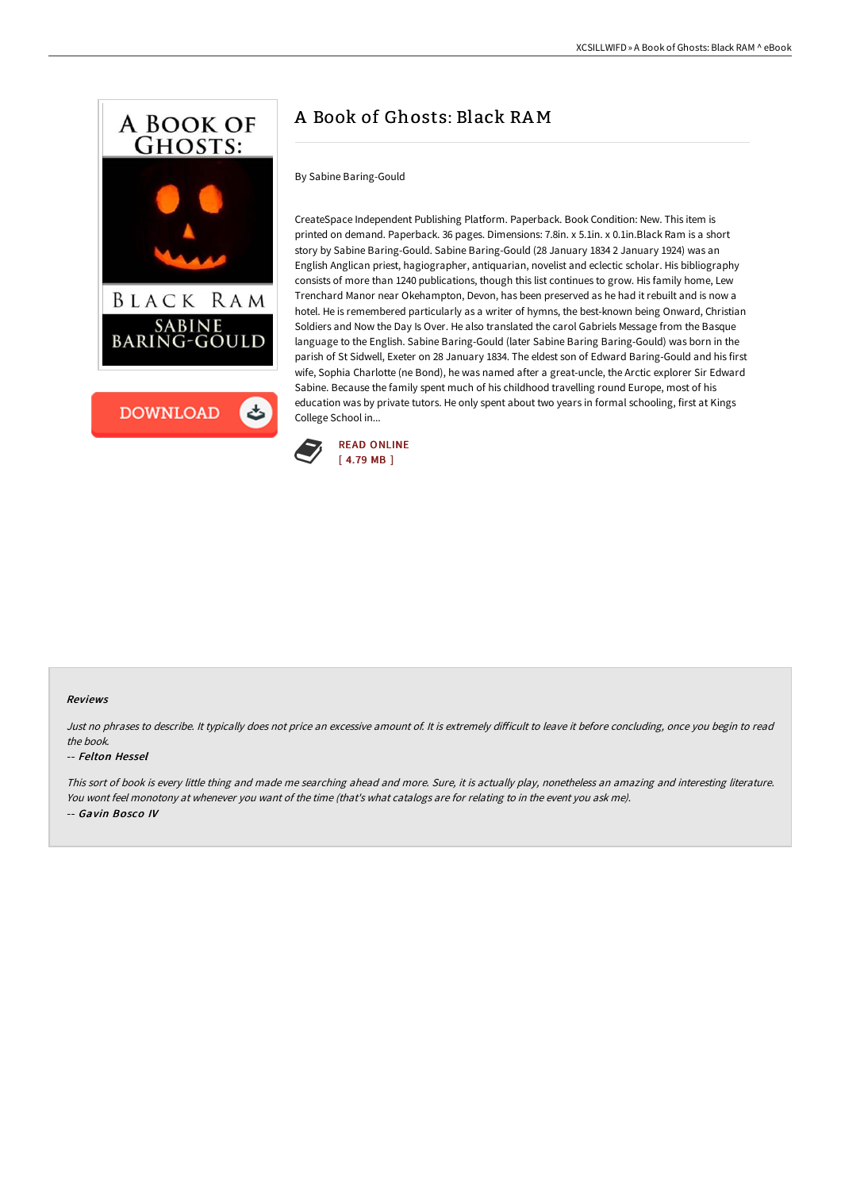# A Book of Ghosts: Black RAM

By Sabine Baring-Gould

CreateSpace Independent Publishing Platform. Paperback. Book Condition: New. This item is printed on demand. Paperback. 36 pages. Dimensions: 7.8in. x 5.1in. x 0.1in.Black Ram is a short story by Sabine Baring-Gould. Sabine Baring-Gould (28 January 1834 2 January 1924) was an English Anglican priest, hagiographer, antiquarian, novelist and eclectic scholar. His bibliography consists of more than 1240 publications, though this list continues to grow. His family home, Lew Trenchard Manor near Okehampton, Devon, has been preserved as he had it rebuilt and is now a hotel. He is remembered particularly as a writer of hymns, the best-known being Onward, Christian Soldiers and Now the Day Is Over. He also translated the carol Gabriels Message from the Basque language to the English. Sabine Baring-Gould (later Sabine Baring Baring-Gould) was born in the parish of St Sidwell, Exeter on 28 January 1834. The eldest son of Edward Baring-Gould and his first wife, Sophia Charlotte (ne Bond), he was named after a great-uncle, the Arctic explorer Sir Edward Sabine. Because the family spent much of his childhood travelling round Europe, most of his education was by private tutors. He only spent about two years in formal schooling, first at Kings College School in...

READ ONLINE
[ 4.79 MB ]

### Reviews

*Just no phrases to describe. It typically does not price an excessive amount of. It is extremely difficult to leave it before concluding, once you begin to read the book.*

-- ***Felton Hessel***

*This sort of book is every little thing and made me searching ahead and more. Sure, it is actually play, nonetheless an amazing and interesting literature. You wont feel monotony at whenever you want of the time (that's what catalogs are for relating to in the event you ask me).*

-- ***Gavin Bosco IV***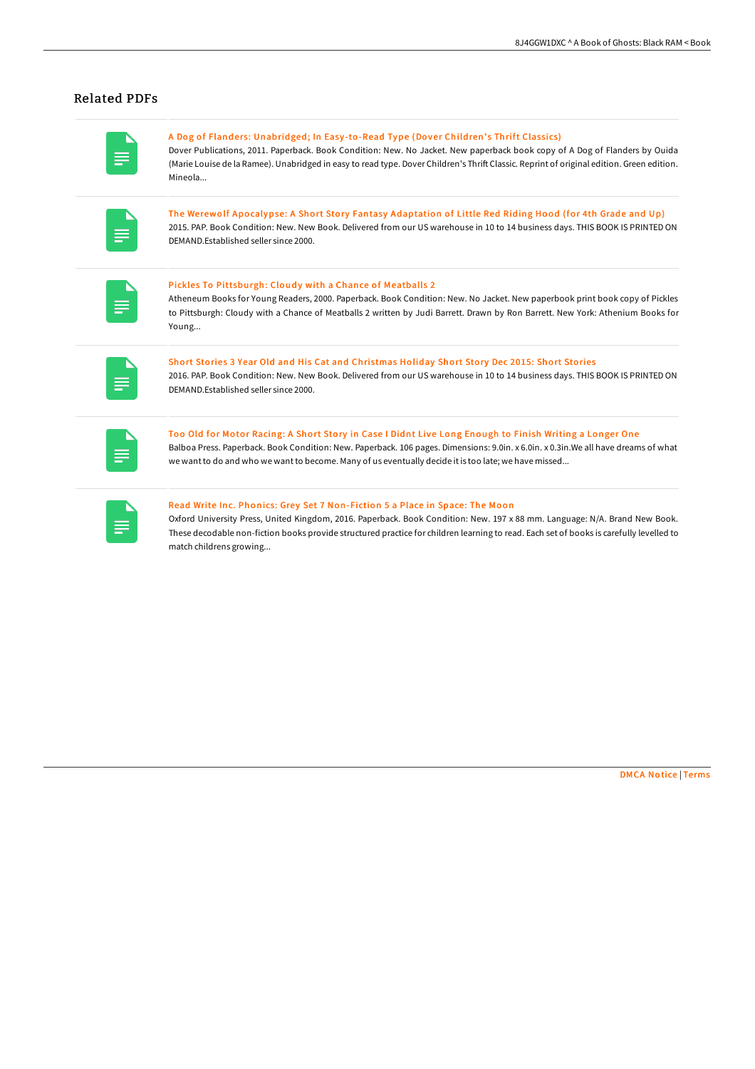## Related PDFs

### A Dog of Flanders: Unabridged; In Easy-to-Read Type (Dover Children's Thrift Classics)

Dover Publications, 2011. Paperback. Book Condition: New. No Jacket. New paperback book copy of A Dog of Flanders by Ouida (Marie Louise de la Ramee). Unabridged in easy to read type. Dover Children's Thrift Classic. Reprint of original edition. Green edition. Mineola...

### The Werewolf Apocalypse: A Short Story Fantasy Adaptation of Little Red Riding Hood (for 4th Grade and Up)

2015. PAP. Book Condition: New. New Book. Delivered from our US warehouse in 10 to 14 business days. THIS BOOK IS PRINTED ON DEMAND.Established seller since 2000.

### Pickles To Pittsburgh: Cloudy with a Chance of Meatballs 2

Atheneum Books for Young Readers, 2000. Paperback. Book Condition: New. No Jacket. New paperbook print book copy of Pickles to Pittsburgh: Cloudy with a Chance of Meatballs 2 written by Judi Barrett. Drawn by Ron Barrett. New York: Athenium Books for Young...

### Short Stories 3 Year Old and His Cat and Christmas Holiday Short Story Dec 2015: Short Stories

2016. PAP. Book Condition: New. New Book. Delivered from our US warehouse in 10 to 14 business days. THIS BOOK IS PRINTED ON DEMAND.Established seller since 2000.

### Too Old for Motor Racing: A Short Story in Case I Didnt Live Long Enough to Finish Writing a Longer One

Balboa Press. Paperback. Book Condition: New. Paperback. 106 pages. Dimensions: 9.0in. x 6.0in. x 0.3in.We all have dreams of what we want to do and who we want to become. Many of us eventually decide it is too late; we have missed...

### Read Write Inc. Phonics: Grey Set 7 Non-Fiction 5 a Place in Space: The Moon

Oxford University Press, United Kingdom, 2016. Paperback. Book Condition: New. 197 x 88 mm. Language: N/A. Brand New Book. These decodable non-fiction books provide structured practice for children learning to read. Each set of books is carefully levelled to match childrens growing...

DMCA Notice | Terms